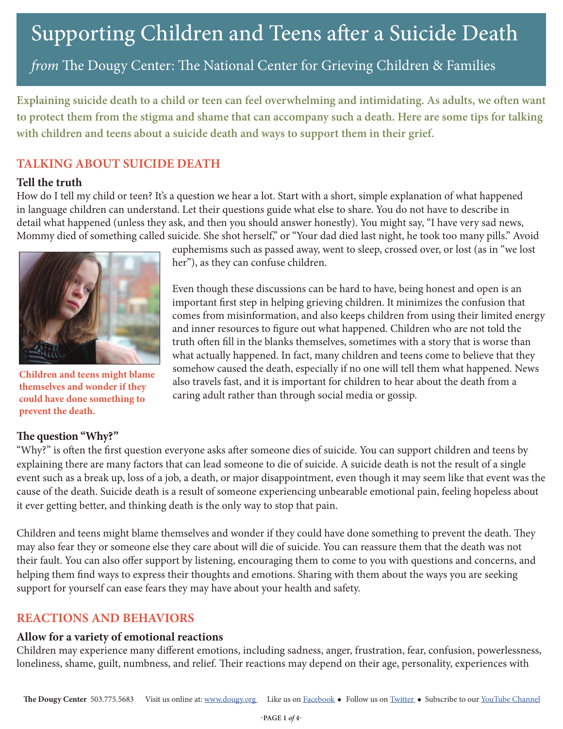# Supporting Children and Teens after a Suicide Death

## *from* The Dougy Center: The National Center for Grieving Children & Families

**Explaining suicide death to a child or teen can feel overwhelming and intimidating. As adults, we often want to protect them from the stigma and shame that can accompany such a death. Here are some tips for talking with children and teens about a suicide death and ways to support them in their grief.**

## TALKING ABOUT SUICIDE DEATH

### Tell the truth

How do I tell my child or teen? It's a question we hear a lot. Start with a short, simple explanation of what happened in language children can understand. Let their questions guide what else to share. You do not have to describe in detail what happened (unless they ask, and then you should answer honestly). You might say, "I have very sad news, Mommy died of something called suicide. She shot herself," or "Your dad died last night, he took too many pills." Avoid euphemisms such as passed away, went to sleep, crossed over, or lost (as in "we lost her"), as they can confuse children.

**Children and teens might blame themselves and wonder if they could have done something to prevent the death.**

Even though these discussions can be hard to have, being honest and open is an important first step in helping grieving children. It minimizes the confusion that comes from misinformation, and also keeps children from using their limited energy and inner resources to figure out what happened. Children who are not told the truth often fill in the blanks themselves, sometimes with a story that is worse than what actually happened. In fact, many children and teens come to believe that they somehow caused the death, especially if no one will tell them what happened. News also travels fast, and it is important for children to hear about the death from a caring adult rather than through social media or gossip.

### The question "Why?"

"Why?" is often the first question everyone asks after someone dies of suicide. You can support children and teens by explaining there are many factors that can lead someone to die of suicide. A suicide death is not the result of a single event such as a break up, loss of a job, a death, or major disappointment, even though it may seem like that event was the cause of the death. Suicide death is a result of someone experiencing unbearable emotional pain, feeling hopeless about it ever getting better, and thinking death is the only way to stop that pain.

Children and teens might blame themselves and wonder if they could have done something to prevent the death. They may also fear they or someone else they care about will die of suicide. You can reassure them that the death was not their fault. You can also offer support by listening, encouraging them to come to you with questions and concerns, and helping them find ways to express their thoughts and emotions. Sharing with them about the ways you are seeking support for yourself can ease fears they may have about your health and safety.

## REACTIONS AND BEHAVIORS

### Allow for a variety of emotional reactions

Children may experience many different emotions, including sadness, anger, frustration, fear, confusion, powerlessness, loneliness, shame, guilt, numbness, and relief. Their reactions may depend on their age, personality, experiences with

**The Dougy Center** 503.775.5683 Visit us online at: www.dougy.org Like us on Facebook ● Follow us on Twitter ● Subscribe to our YouTube Channel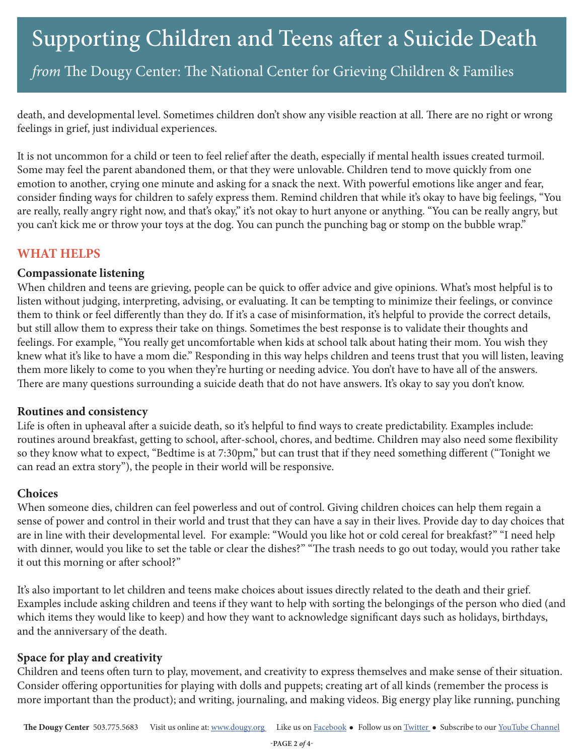death, and developmental level. Sometimes children don't show any visible reaction at all. There are no right or wrong feelings in grief, just individual experiences.

It is not uncommon for a child or teen to feel relief after the death, especially if mental health issues created turmoil. Some may feel the parent abandoned them, or that they were unlovable. Children tend to move quickly from one emotion to another, crying one minute and asking for a snack the next. With powerful emotions like anger and fear, consider finding ways for children to safely express them. Remind children that while it's okay to have big feelings, "You are really, really angry right now, and that's okay," it's not okay to hurt anyone or anything. "You can be really angry, but you can't kick me or throw your toys at the dog. You can punch the punching bag or stomp on the bubble wrap."

## WHAT HELPS

### Compassionate listening

When children and teens are grieving, people can be quick to offer advice and give opinions. What's most helpful is to listen without judging, interpreting, advising, or evaluating. It can be tempting to minimize their feelings, or convince them to think or feel differently than they do. If it's a case of misinformation, it's helpful to provide the correct details, but still allow them to express their take on things. Sometimes the best response is to validate their thoughts and feelings. For example, "You really get uncomfortable when kids at school talk about hating their mom. You wish they knew what it's like to have a mom die." Responding in this way helps children and teens trust that you will listen, leaving them more likely to come to you when they're hurting or needing advice. You don't have to have all of the answers. There are many questions surrounding a suicide death that do not have answers. It's okay to say you don't know.

### Routines and consistency

Life is often in upheaval after a suicide death, so it's helpful to find ways to create predictability. Examples include: routines around breakfast, getting to school, after-school, chores, and bedtime. Children may also need some flexibility so they know what to expect, "Bedtime is at 7:30pm," but can trust that if they need something different ("Tonight we can read an extra story"), the people in their world will be responsive.

### Choices

When someone dies, children can feel powerless and out of control. Giving children choices can help them regain a sense of power and control in their world and trust that they can have a say in their lives. Provide day to day choices that are in line with their developmental level. For example: "Would you like hot or cold cereal for breakfast?" "I need help with dinner, would you like to set the table or clear the dishes?" "The trash needs to go out today, would you rather take it out this morning or after school?"

It's also important to let children and teens make choices about issues directly related to the death and their grief. Examples include asking children and teens if they want to help with sorting the belongings of the person who died (and which items they would like to keep) and how they want to acknowledge significant days such as holidays, birthdays, and the anniversary of the death.

### Space for play and creativity

Children and teens often turn to play, movement, and creativity to express themselves and make sense of their situation. Consider offering opportunities for playing with dolls and puppets; creating art of all kinds (remember the process is more important than the product); and writing, journaling, and making videos. Big energy play like running, punching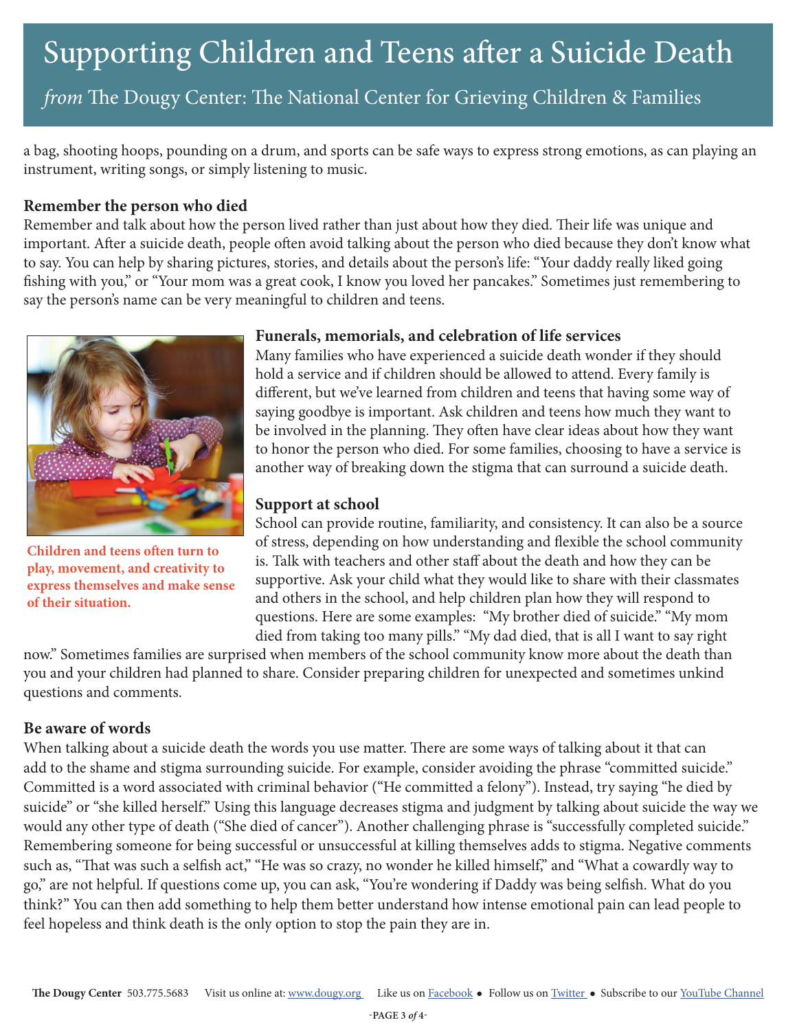a bag, shooting hoops, pounding on a drum, and sports can be safe ways to express strong emotions, as can playing an instrument, writing songs, or simply listening to music.

**Remember the person who died**

Remember and talk about how the person lived rather than just about how they died. Their life was unique and important. After a suicide death, people often avoid talking about the person who died because they don't know what to say. You can help by sharing pictures, stories, and details about the person's life: "Your daddy really liked going fishing with you," or "Your mom was a great cook, I know you loved her pancakes." Sometimes just remembering to say the person's name can be very meaningful to children and teens.

**Children and teens often turn to play, movement, and creativity to express themselves and make sense of their situation.**

**Funerals, memorials, and celebration of life services**

Many families who have experienced a suicide death wonder if they should hold a service and if children should be allowed to attend. Every family is different, but we've learned from children and teens that having some way of saying goodbye is important. Ask children and teens how much they want to be involved in the planning. They often have clear ideas about how they want to honor the person who died. For some families, choosing to have a service is another way of breaking down the stigma that can surround a suicide death.

**Support at school**

School can provide routine, familiarity, and consistency. It can also be a source of stress, depending on how understanding and flexible the school community is. Talk with teachers and other staff about the death and how they can be supportive. Ask your child what they would like to share with their classmates and others in the school, and help children plan how they will respond to questions. Here are some examples: "My brother died of suicide." "My mom died from taking too many pills." "My dad died, that is all I want to say right now." Sometimes families are surprised when members of the school community know more about the death than you and your children had planned to share. Consider preparing children for unexpected and sometimes unkind questions and comments.

**Be aware of words**

When talking about a suicide death the words you use matter. There are some ways of talking about it that can add to the shame and stigma surrounding suicide. For example, consider avoiding the phrase "committed suicide." Committed is a word associated with criminal behavior ("He committed a felony"). Instead, try saying "he died by suicide" or "she killed herself." Using this language decreases stigma and judgment by talking about suicide the way we would any other type of death ("She died of cancer"). Another challenging phrase is "successfully completed suicide." Remembering someone for being successful or unsuccessful at killing themselves adds to stigma. Negative comments such as, "That was such a selfish act," "He was so crazy, no wonder he killed himself," and "What a cowardly way to go," are not helpful. If questions come up, you can ask, "You're wondering if Daddy was being selfish. What do you think?" You can then add something to help them better understand how intense emotional pain can lead people to feel hopeless and think death is the only option to stop the pain they are in.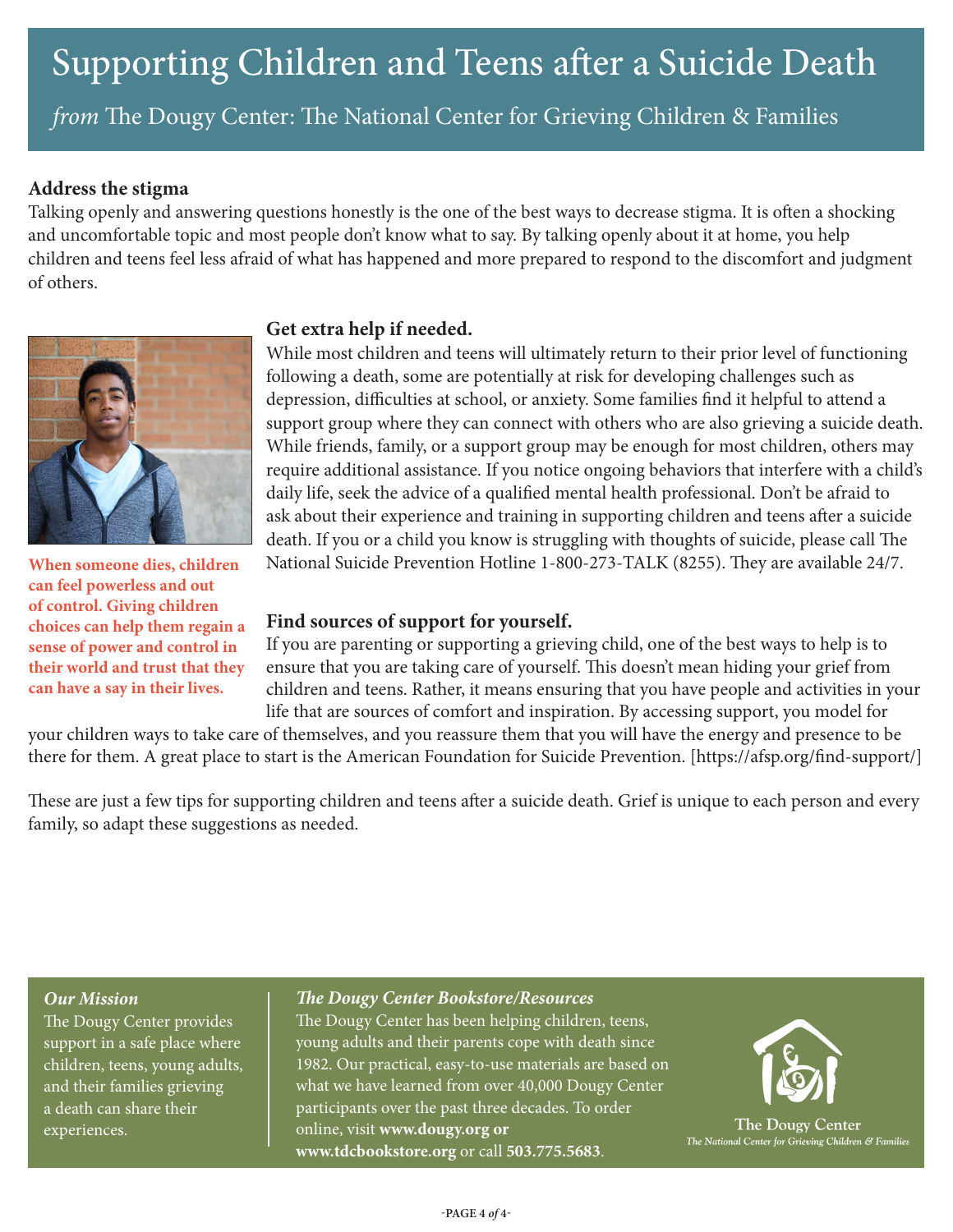# Supporting Children and Teens after a Suicide Death

*from* The Dougy Center: The National Center for Grieving Children & Families

**Address the stigma**

Talking openly and answering questions honestly is the one of the best ways to decrease stigma. It is often a shocking and uncomfortable topic and most people don't know what to say. By talking openly about it at home, you help children and teens feel less afraid of what has happened and more prepared to respond to the discomfort and judgment of others.

**When someone dies, children can feel powerless and out of control. Giving children choices can help them regain a sense of power and control in their world and trust that they can have a say in their lives.**

**Get extra help if needed.**

While most children and teens will ultimately return to their prior level of functioning following a death, some are potentially at risk for developing challenges such as depression, difficulties at school, or anxiety. Some families find it helpful to attend a support group where they can connect with others who are also grieving a suicide death. While friends, family, or a support group may be enough for most children, others may require additional assistance. If you notice ongoing behaviors that interfere with a child's daily life, seek the advice of a qualified mental health professional. Don't be afraid to ask about their experience and training in supporting children and teens after a suicide death. If you or a child you know is struggling with thoughts of suicide, please call The National Suicide Prevention Hotline 1-800-273-TALK (8255). They are available 24/7.

**Find sources of support for yourself.**

If you are parenting or supporting a grieving child, one of the best ways to help is to ensure that you are taking care of yourself. This doesn't mean hiding your grief from children and teens. Rather, it means ensuring that you have people and activities in your life that are sources of comfort and inspiration. By accessing support, you model for your children ways to take care of themselves, and you reassure them that you will have the energy and presence to be there for them. A great place to start is the American Foundation for Suicide Prevention. [https://afsp.org/find-support/]

These are just a few tips for supporting children and teens after a suicide death. Grief is unique to each person and every family, so adapt these suggestions as needed.

***Our Mission***

The Dougy Center provides support in a safe place where children, teens, young adults, and their families grieving a death can share their experiences.

***The Dougy Center Bookstore/Resources***

The Dougy Center has been helping children, teens, young adults and their parents cope with death since 1982. Our practical, easy-to-use materials are based on what we have learned from over 40,000 Dougy Center participants over the past three decades. To order online, visit **www.dougy.org or www.tdcbookstore.org** or call **503.775.5683**.

The Dougy Center
*The National Center for Grieving Children & Families*